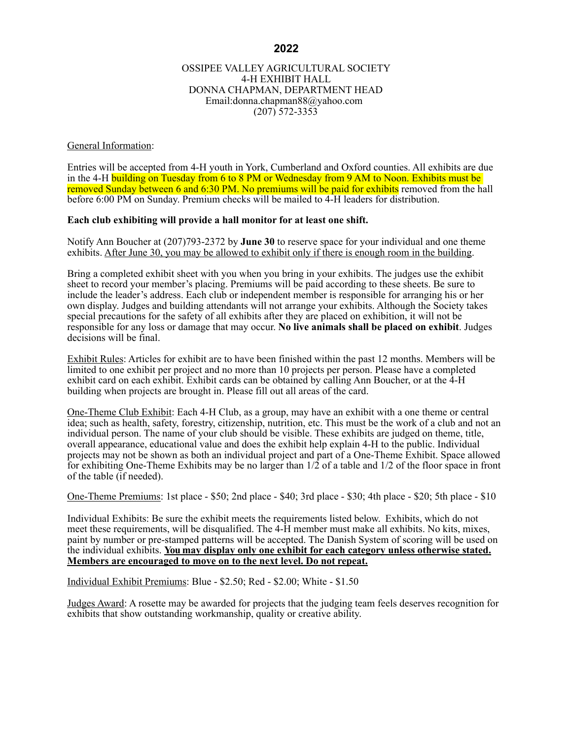# 2022

OSSIPEE VALLEY AGRICULTURAL SOCIETY
4-H EXHIBIT HALL
DONNA CHAPMAN, DEPARTMENT HEAD
Email:donna.chapman88@yahoo.com
(207) 572-3353

General Information:

Entries will be accepted from 4-H youth in York, Cumberland and Oxford counties. All exhibits are due in the 4-H building on Tuesday from 6 to 8 PM or Wednesday from 9 AM to Noon. Exhibits must be removed Sunday between 6 and 6:30 PM. No premiums will be paid for exhibits removed from the hall before 6:00 PM on Sunday. Premium checks will be mailed to 4-H leaders for distribution.

**Each club exhibiting will provide a hall monitor for at least one shift.**

Notify Ann Boucher at (207)793-2372 by **June 30** to reserve space for your individual and one theme exhibits. After June 30, you may be allowed to exhibit only if there is enough room in the building.

Bring a completed exhibit sheet with you when you bring in your exhibits. The judges use the exhibit sheet to record your member's placing. Premiums will be paid according to these sheets. Be sure to include the leader's address. Each club or independent member is responsible for arranging his or her own display. Judges and building attendants will not arrange your exhibits. Although the Society takes special precautions for the safety of all exhibits after they are placed on exhibition, it will not be responsible for any loss or damage that may occur. **No live animals shall be placed on exhibit**. Judges decisions will be final.

Exhibit Rules: Articles for exhibit are to have been finished within the past 12 months. Members will be limited to one exhibit per project and no more than 10 projects per person. Please have a completed exhibit card on each exhibit. Exhibit cards can be obtained by calling Ann Boucher, or at the 4-H building when projects are brought in. Please fill out all areas of the card.

One-Theme Club Exhibit: Each 4-H Club, as a group, may have an exhibit with a one theme or central idea; such as health, safety, forestry, citizenship, nutrition, etc. This must be the work of a club and not an individual person. The name of your club should be visible. These exhibits are judged on theme, title, overall appearance, educational value and does the exhibit help explain 4-H to the public. Individual projects may not be shown as both an individual project and part of a One-Theme Exhibit. Space allowed for exhibiting One-Theme Exhibits may be no larger than 1/2 of a table and 1/2 of the floor space in front of the table (if needed).

One-Theme Premiums: 1st place - $50; 2nd place - $40; 3rd place - $30; 4th place - $20; 5th place - $10

Individual Exhibits: Be sure the exhibit meets the requirements listed below. Exhibits, which do not meet these requirements, will be disqualified. The 4-H member must make all exhibits. No kits, mixes, paint by number or pre-stamped patterns will be accepted. The Danish System of scoring will be used on the individual exhibits. **You may display only one exhibit for each category unless otherwise stated. Members are encouraged to move on to the next level. Do not repeat.**

Individual Exhibit Premiums: Blue - $2.50; Red - $2.00; White - $1.50

Judges Award: A rosette may be awarded for projects that the judging team feels deserves recognition for exhibits that show outstanding workmanship, quality or creative ability.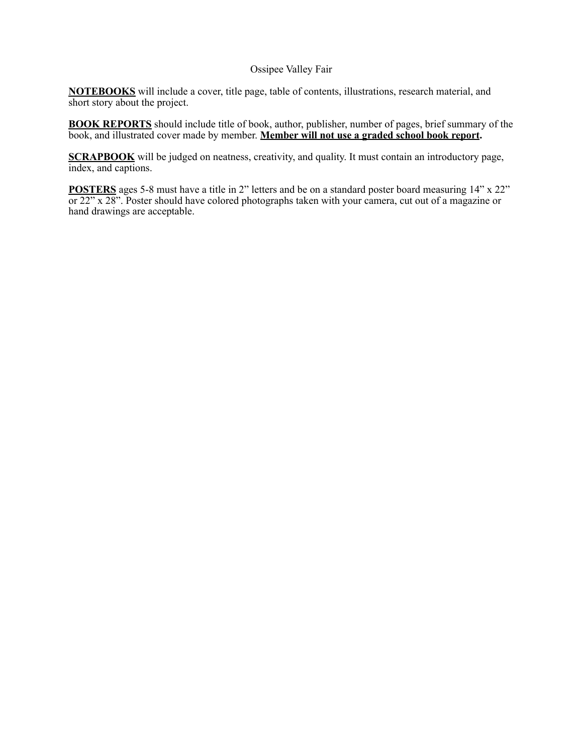Ossipee Valley Fair

**NOTEBOOKS** will include a cover, title page, table of contents, illustrations, research material, and short story about the project.

**BOOK REPORTS** should include title of book, author, publisher, number of pages, brief summary of the book, and illustrated cover made by member. **Member will not use a graded school book report.**

**SCRAPBOOK** will be judged on neatness, creativity, and quality. It must contain an introductory page, index, and captions.

**POSTERS** ages 5-8 must have a title in 2" letters and be on a standard poster board measuring 14" x 22" or 22" x 28". Poster should have colored photographs taken with your camera, cut out of a magazine or hand drawings are acceptable.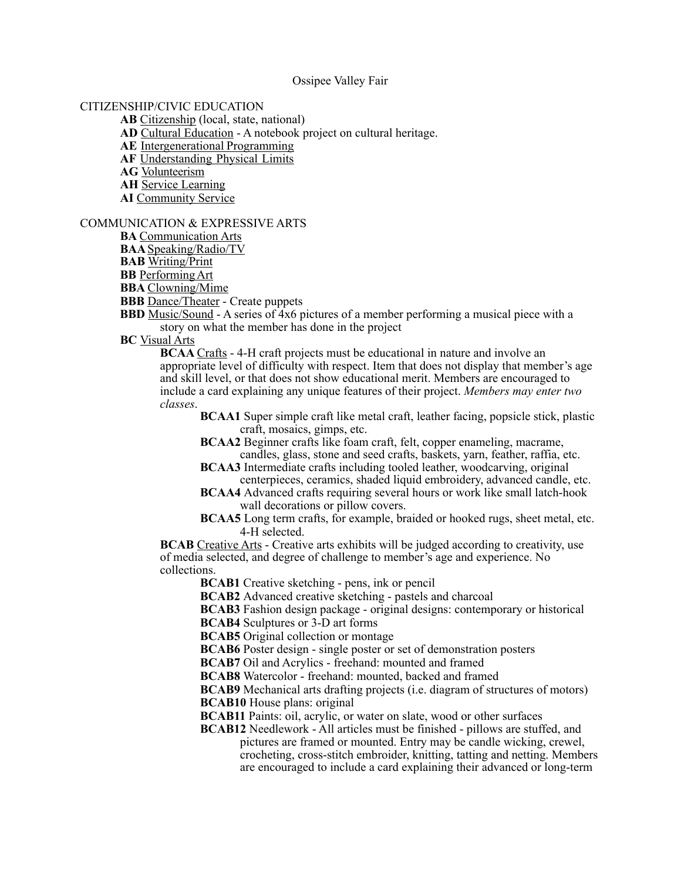# Ossipee Valley Fair

## CITIZENSHIP/CIVIC EDUCATION

- **AB** Citizenship (local, state, national)
- **AD** Cultural Education - A notebook project on cultural heritage.
- **AE** Intergenerational Programming
- **AF** Understanding Physical Limits
- **AG** Volunteerism
- **AH** Service Learning
- **AI** Community Service

## COMMUNICATION & EXPRESSIVE ARTS

- **BA** Communication Arts
- **BAA** Speaking/Radio/TV
- **BAB** Writing/Print
- **BB** Performing Art
- **BBA** Clowning/Mime
- **BBB** Dance/Theater - Create puppets
- **BBD** Music/Sound - A series of 4x6 pictures of a member performing a musical piece with a story on what the member has done in the project
- **BC** Visual Arts
  - **BCAA** Crafts - 4-H craft projects must be educational in nature and involve an appropriate level of difficulty with respect. Item that does not display that member's age and skill level, or that does not show educational merit. Members are encouraged to include a card explaining any unique features of their project. *Members may enter two classes*.
    - **BCAA1** Super simple craft like metal craft, leather facing, popsicle stick, plastic craft, mosaics, gimps, etc.
    - **BCAA2** Beginner crafts like foam craft, felt, copper enameling, macrame, candles, glass, stone and seed crafts, baskets, yarn, feather, raffia, etc.
    - **BCAA3** Intermediate crafts including tooled leather, woodcarving, original centerpieces, ceramics, shaded liquid embroidery, advanced candle, etc.
    - **BCAA4** Advanced crafts requiring several hours or work like small latch-hook wall decorations or pillow covers.
    - **BCAA5** Long term crafts, for example, braided or hooked rugs, sheet metal, etc. 4-H selected.
  - **BCAB** Creative Arts - Creative arts exhibits will be judged according to creativity, use of media selected, and degree of challenge to member's age and experience. No collections.
    - **BCAB1** Creative sketching - pens, ink or pencil
    - **BCAB2** Advanced creative sketching - pastels and charcoal
    - **BCAB3** Fashion design package - original designs: contemporary or historical
    - **BCAB4** Sculptures or 3-D art forms
    - **BCAB5** Original collection or montage
    - **BCAB6** Poster design - single poster or set of demonstration posters
    - **BCAB7** Oil and Acrylics - freehand: mounted and framed
    - **BCAB8** Watercolor - freehand: mounted, backed and framed
    - **BCAB9** Mechanical arts drafting projects (i.e. diagram of structures of motors)
    - **BCAB10** House plans: original
    - **BCAB11** Paints: oil, acrylic, or water on slate, wood or other surfaces
    - **BCAB12** Needlework - All articles must be finished - pillows are stuffed, and pictures are framed or mounted. Entry may be candle wicking, crewel, crocheting, cross-stitch embroider, knitting, tatting and netting. Members are encouraged to include a card explaining their advanced or long-term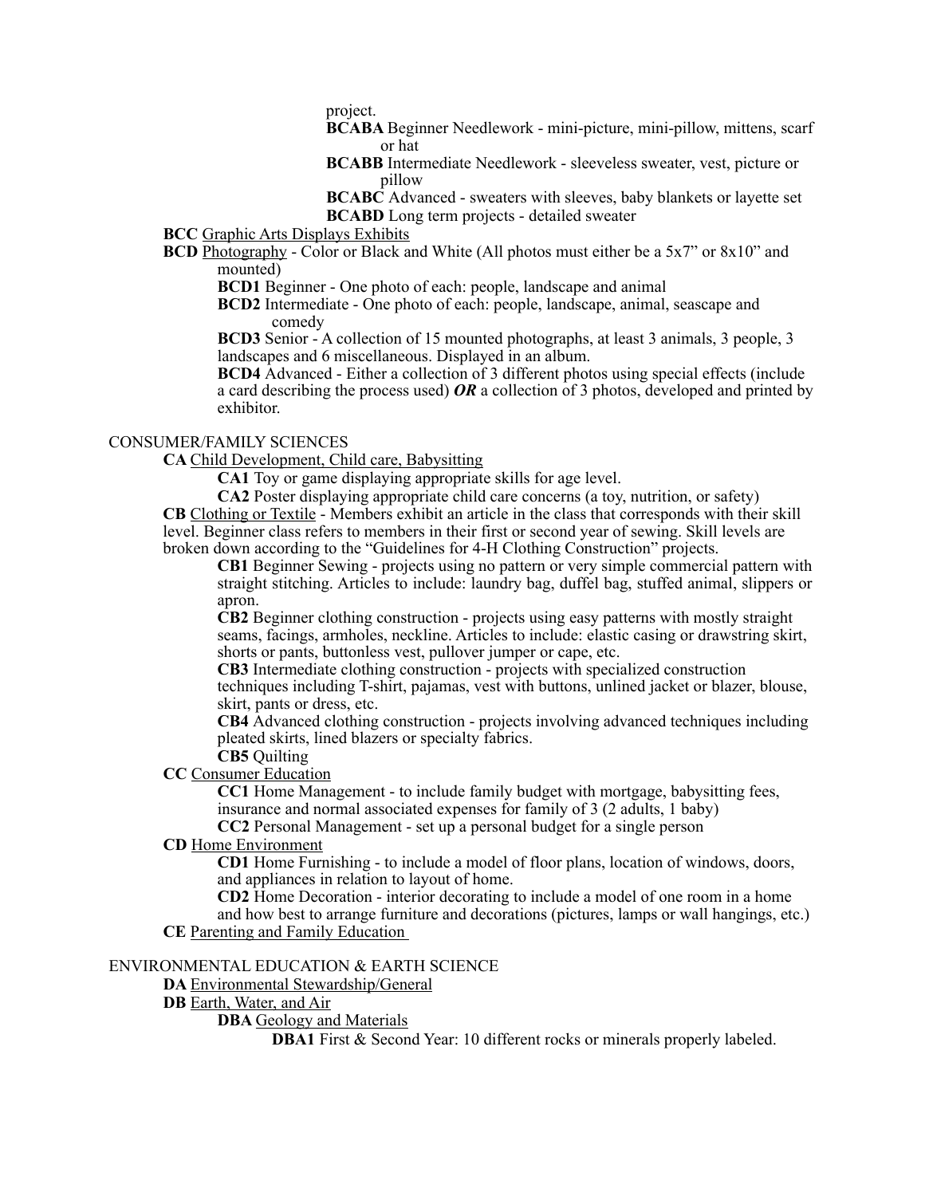project.

**BCABA** Beginner Needlework - mini-picture, mini-pillow, mittens, scarf or hat

**BCABB** Intermediate Needlework - sleeveless sweater, vest, picture or pillow

**BCABC** Advanced - sweaters with sleeves, baby blankets or layette set

**BCABD** Long term projects - detailed sweater

**BCC** <u>Graphic Arts Displays Exhibits</u>

**BCD** <u>Photography</u> - Color or Black and White (All photos must either be a 5x7" or 8x10" and mounted)

**BCD1** Beginner - One photo of each: people, landscape and animal

**BCD2** Intermediate - One photo of each: people, landscape, animal, seascape and comedy

**BCD3** Senior - A collection of 15 mounted photographs, at least 3 animals, 3 people, 3 landscapes and 6 miscellaneous. Displayed in an album.

**BCD4** Advanced - Either a collection of 3 different photos using special effects (include a card describing the process used) ***OR*** a collection of 3 photos, developed and printed by exhibitor.

CONSUMER/FAMILY SCIENCES

**CA** <u>Child Development, Child care, Babysitting</u>

**CA1** Toy or game displaying appropriate skills for age level.

**CA2** Poster displaying appropriate child care concerns (a toy, nutrition, or safety)

**CB** <u>Clothing or Textile</u> - Members exhibit an article in the class that corresponds with their skill level. Beginner class refers to members in their first or second year of sewing. Skill levels are broken down according to the "Guidelines for 4-H Clothing Construction" projects.

**CB1** Beginner Sewing - projects using no pattern or very simple commercial pattern with straight stitching. Articles to include: laundry bag, duffel bag, stuffed animal, slippers or apron.

**CB2** Beginner clothing construction - projects using easy patterns with mostly straight seams, facings, armholes, neckline. Articles to include: elastic casing or drawstring skirt, shorts or pants, buttonless vest, pullover jumper or cape, etc.

**CB3** Intermediate clothing construction - projects with specialized construction techniques including T-shirt, pajamas, vest with buttons, unlined jacket or blazer, blouse, skirt, pants or dress, etc.

**CB4** Advanced clothing construction - projects involving advanced techniques including pleated skirts, lined blazers or specialty fabrics.

**CB5** Quilting

**CC** <u>Consumer Education</u>

**CC1** Home Management - to include family budget with mortgage, babysitting fees, insurance and normal associated expenses for family of 3 (2 adults, 1 baby)

**CC2** Personal Management - set up a personal budget for a single person

**CD** <u>Home Environment</u>

**CD1** Home Furnishing - to include a model of floor plans, location of windows, doors, and appliances in relation to layout of home.

**CD2** Home Decoration - interior decorating to include a model of one room in a home and how best to arrange furniture and decorations (pictures, lamps or wall hangings, etc.)

**CE** <u>Parenting and Family Education</u>

ENVIRONMENTAL EDUCATION & EARTH SCIENCE

**DA** <u>Environmental Stewardship/General</u>

**DB** <u>Earth, Water, and Air</u>

**DBA** <u>Geology and Materials</u>

**DBA1** First & Second Year: 10 different rocks or minerals properly labeled.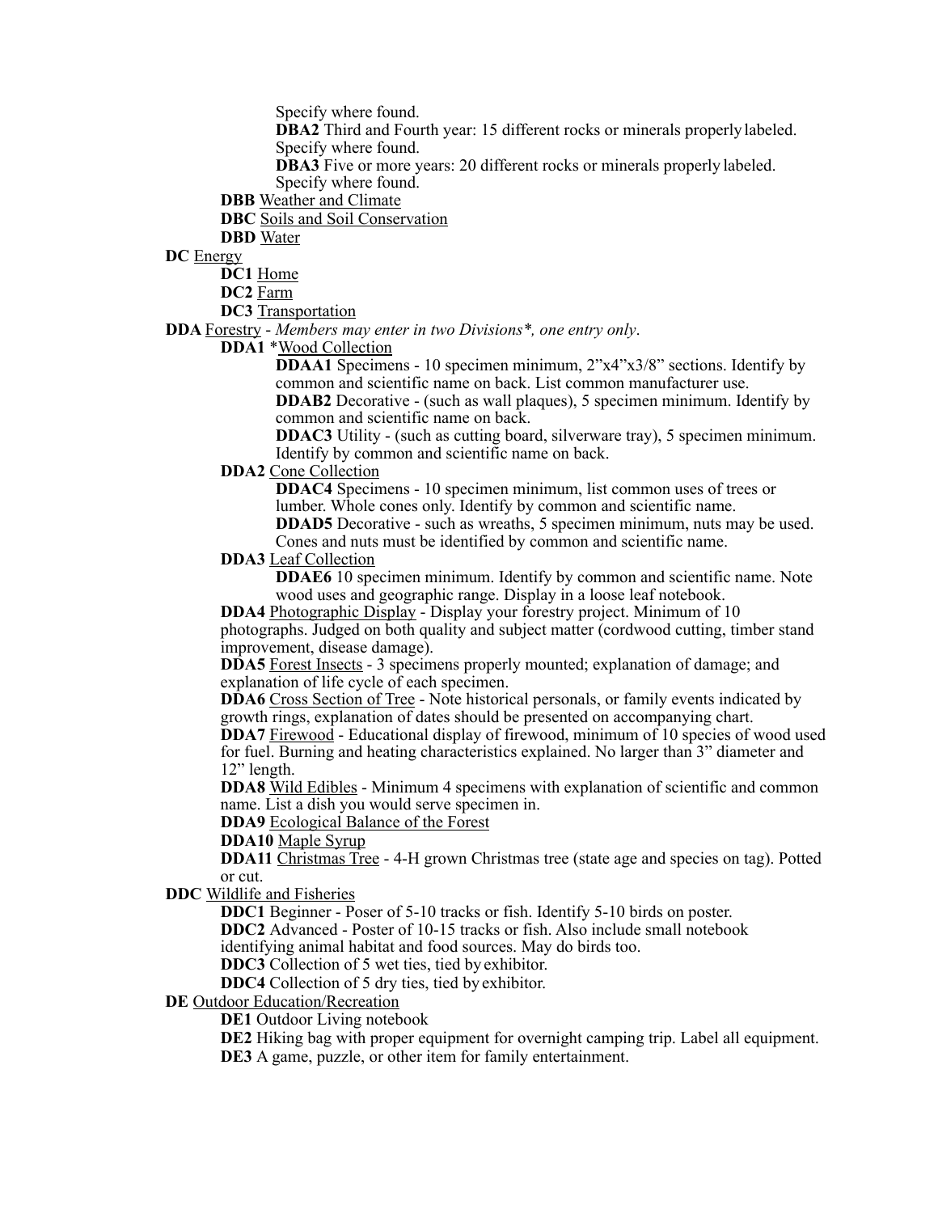Specify where found.

**DBA2** Third and Fourth year: 15 different rocks or minerals properly labeled. Specify where found.

**DBA3** Five or more years: 20 different rocks or minerals properly labeled. Specify where found.

**DBB** Weather and Climate

**DBC** Soils and Soil Conservation

**DBD** Water

**DC** Energy

- **DC1** Home
- **DC2** Farm
- **DC3** Transportation

**DDA** Forestry - *Members may enter in two Divisions*, one entry only*.

**DDA1** *Wood Collection

- **DDAA1** Specimens - 10 specimen minimum, 2”x4”x3/8” sections. Identify by common and scientific name on back. List common manufacturer use.
- **DDAB2** Decorative - (such as wall plaques), 5 specimen minimum. Identify by common and scientific name on back.
- **DDAC3** Utility - (such as cutting board, silverware tray), 5 specimen minimum. Identify by common and scientific name on back.

**DDA2** Cone Collection

- **DDAC4** Specimens - 10 specimen minimum, list common uses of trees or lumber. Whole cones only. Identify by common and scientific name.
- **DDAD5** Decorative - such as wreaths, 5 specimen minimum, nuts may be used. Cones and nuts must be identified by common and scientific name.

**DDA3** Leaf Collection

- **DDAE6** 10 specimen minimum. Identify by common and scientific name. Note wood uses and geographic range. Display in a loose leaf notebook.

**DDA4** Photographic Display - Display your forestry project. Minimum of 10 photographs. Judged on both quality and subject matter (cordwood cutting, timber stand improvement, disease damage).

**DDA5** Forest Insects - 3 specimens properly mounted; explanation of damage; and explanation of life cycle of each specimen.

**DDA6** Cross Section of Tree - Note historical personals, or family events indicated by growth rings, explanation of dates should be presented on accompanying chart.

**DDA7** Firewood - Educational display of firewood, minimum of 10 species of wood used for fuel. Burning and heating characteristics explained. No larger than 3” diameter and 12” length.

**DDA8** Wild Edibles - Minimum 4 specimens with explanation of scientific and common name. List a dish you would serve specimen in.

**DDA9** Ecological Balance of the Forest

**DDA10** Maple Syrup

**DDA11** Christmas Tree - 4-H grown Christmas tree (state age and species on tag). Potted or cut.

**DDC** Wildlife and Fisheries

- **DDC1** Beginner - Poser of 5-10 tracks or fish. Identify 5-10 birds on poster.
- **DDC2** Advanced - Poster of 10-15 tracks or fish. Also include small notebook identifying animal habitat and food sources. May do birds too.
- **DDC3** Collection of 5 wet ties, tied by exhibitor.
- **DDC4** Collection of 5 dry ties, tied by exhibitor.

**DE** Outdoor Education/Recreation

- **DE1** Outdoor Living notebook
- **DE2** Hiking bag with proper equipment for overnight camping trip. Label all equipment.
- **DE3** A game, puzzle, or other item for family entertainment.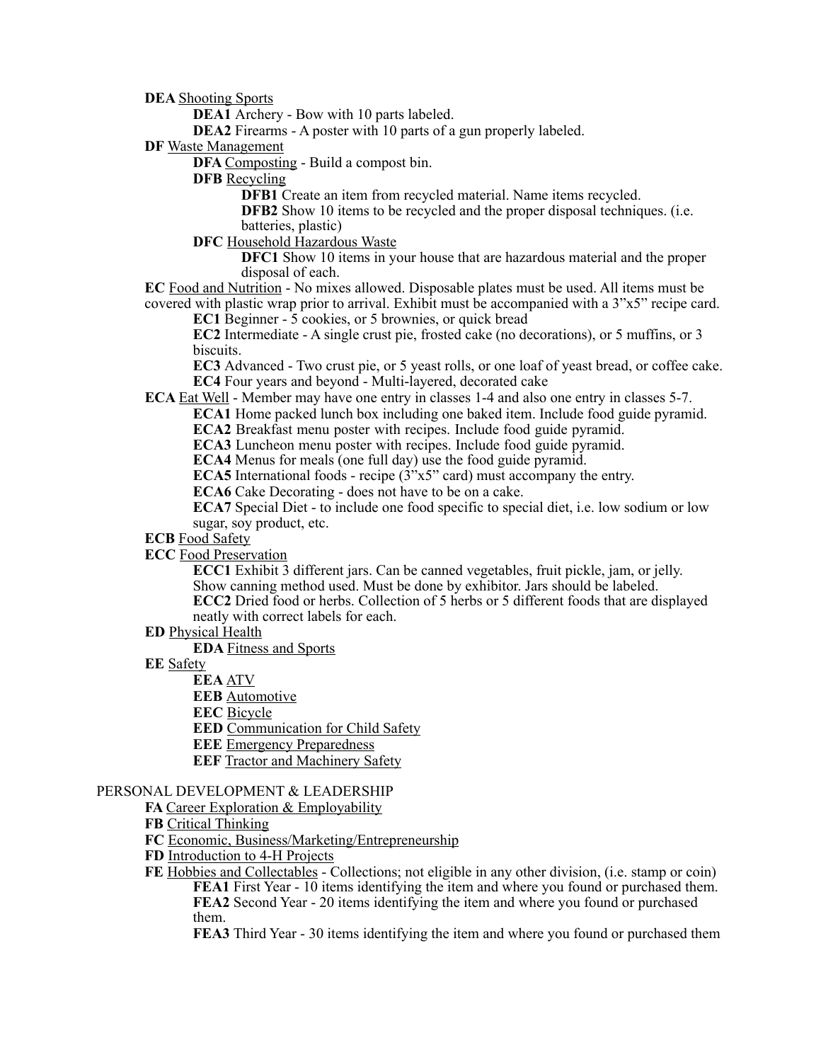**DEA** Shooting Sports

- **DEA1** Archery - Bow with 10 parts labeled.
- **DEA2** Firearms - A poster with 10 parts of a gun properly labeled.

**DF** Waste Management

- **DFA** Composting - Build a compost bin.
- **DFB** Recycling
  - **DFB1** Create an item from recycled material. Name items recycled.
  - **DFB2** Show 10 items to be recycled and the proper disposal techniques. (i.e. batteries, plastic)
- **DFC** Household Hazardous Waste
  - **DFC1** Show 10 items in your house that are hazardous material and the proper disposal of each.

**EC** Food and Nutrition - No mixes allowed. Disposable plates must be used. All items must be covered with plastic wrap prior to arrival. Exhibit must be accompanied with a 3"x5" recipe card.

- **EC1** Beginner - 5 cookies, or 5 brownies, or quick bread
- **EC2** Intermediate - A single crust pie, frosted cake (no decorations), or 5 muffins, or 3 biscuits.
- **EC3** Advanced - Two crust pie, or 5 yeast rolls, or one loaf of yeast bread, or coffee cake.
- **EC4** Four years and beyond - Multi-layered, decorated cake

**ECA** Eat Well - Member may have one entry in classes 1-4 and also one entry in classes 5-7.

- **ECA1** Home packed lunch box including one baked item. Include food guide pyramid.
- **ECA2** Breakfast menu poster with recipes. Include food guide pyramid.
- **ECA3** Luncheon menu poster with recipes. Include food guide pyramid.
- **ECA4** Menus for meals (one full day) use the food guide pyramid.
- **ECA5** International foods - recipe (3"x5" card) must accompany the entry.
- **ECA6** Cake Decorating - does not have to be on a cake.
- **ECA7** Special Diet - to include one food specific to special diet, i.e. low sodium or low sugar, soy product, etc.

**ECB** Food Safety

**ECC** Food Preservation

- **ECC1** Exhibit 3 different jars. Can be canned vegetables, fruit pickle, jam, or jelly. Show canning method used. Must be done by exhibitor. Jars should be labeled.
- **ECC2** Dried food or herbs. Collection of 5 herbs or 5 different foods that are displayed neatly with correct labels for each.

**ED** Physical Health

- **EDA** Fitness and Sports

**EE** Safety

- **EEA** ATV
- **EEB** Automotive
- **EEC** Bicycle
- **EED** Communication for Child Safety
- **EEE** Emergency Preparedness
- **EEF** Tractor and Machinery Safety

## PERSONAL DEVELOPMENT & LEADERSHIP

**FA** Career Exploration & Employability

**FB** Critical Thinking

**FC** Economic, Business/Marketing/Entrepreneurship

**FD** Introduction to 4-H Projects

**FE** Hobbies and Collectables - Collections; not eligible in any other division, (i.e. stamp or coin)

- **FEA1** First Year - 10 items identifying the item and where you found or purchased them.
- **FEA2** Second Year - 20 items identifying the item and where you found or purchased them.
- **FEA3** Third Year - 30 items identifying the item and where you found or purchased them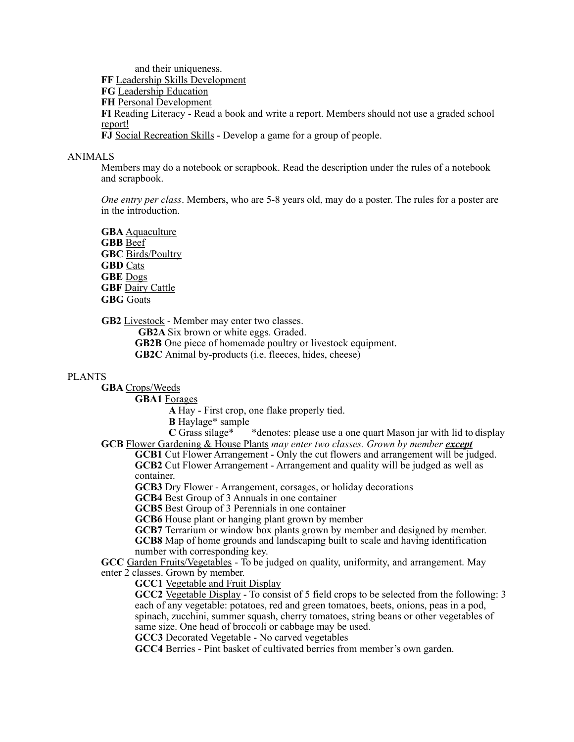and their uniqueness.

**FF** Leadership Skills Development

**FG** Leadership Education

**FH** Personal Development

**FI** Reading Literacy - Read a book and write a report. Members should not use a graded school report!

**FJ** Social Recreation Skills - Develop a game for a group of people.

ANIMALS

Members may do a notebook or scrapbook. Read the description under the rules of a notebook and scrapbook.

*One entry per class*. Members, who are 5-8 years old, may do a poster. The rules for a poster are in the introduction.

**GBA** Aquaculture
**GBB** Beef
**GBC** Birds/Poultry
**GBD** Cats
**GBE** Dogs
**GBF** Dairy Cattle
**GBG** Goats

**GB2** Livestock - Member may enter two classes.

- **GB2A** Six brown or white eggs. Graded.
- **GB2B** One piece of homemade poultry or livestock equipment.
- **GB2C** Animal by-products (i.e. fleeces, hides, cheese)

PLANTS

**GBA** Crops/Weeds

**GBA1** Forages

- **A** Hay - First crop, one flake properly tied.
- **B** Haylage* sample
- **C** Grass silage* *denotes: please use a one quart Mason jar with lid to display

**GCB** Flower Gardening & House Plants *may enter two classes. Grown by member* ***except***

- **GCB1** Cut Flower Arrangement - Only the cut flowers and arrangement will be judged.
- **GCB2** Cut Flower Arrangement - Arrangement and quality will be judged as well as container.
- **GCB3** Dry Flower - Arrangement, corsages, or holiday decorations
- **GCB4** Best Group of 3 Annuals in one container
- **GCB5** Best Group of 3 Perennials in one container
- **GCB6** House plant or hanging plant grown by member
- **GCB7** Terrarium or window box plants grown by member and designed by member.
- **GCB8** Map of home grounds and landscaping built to scale and having identification number with corresponding key.

**GCC** Garden Fruits/Vegetables - To be judged on quality, uniformity, and arrangement. May enter 2 classes. Grown by member.

- **GCC1** Vegetable and Fruit Display
- **GCC2** Vegetable Display - To consist of 5 field crops to be selected from the following: 3 each of any vegetable: potatoes, red and green tomatoes, beets, onions, peas in a pod, spinach, zucchini, summer squash, cherry tomatoes, string beans or other vegetables of same size. One head of broccoli or cabbage may be used.
- **GCC3** Decorated Vegetable - No carved vegetables
- **GCC4** Berries - Pint basket of cultivated berries from member's own garden.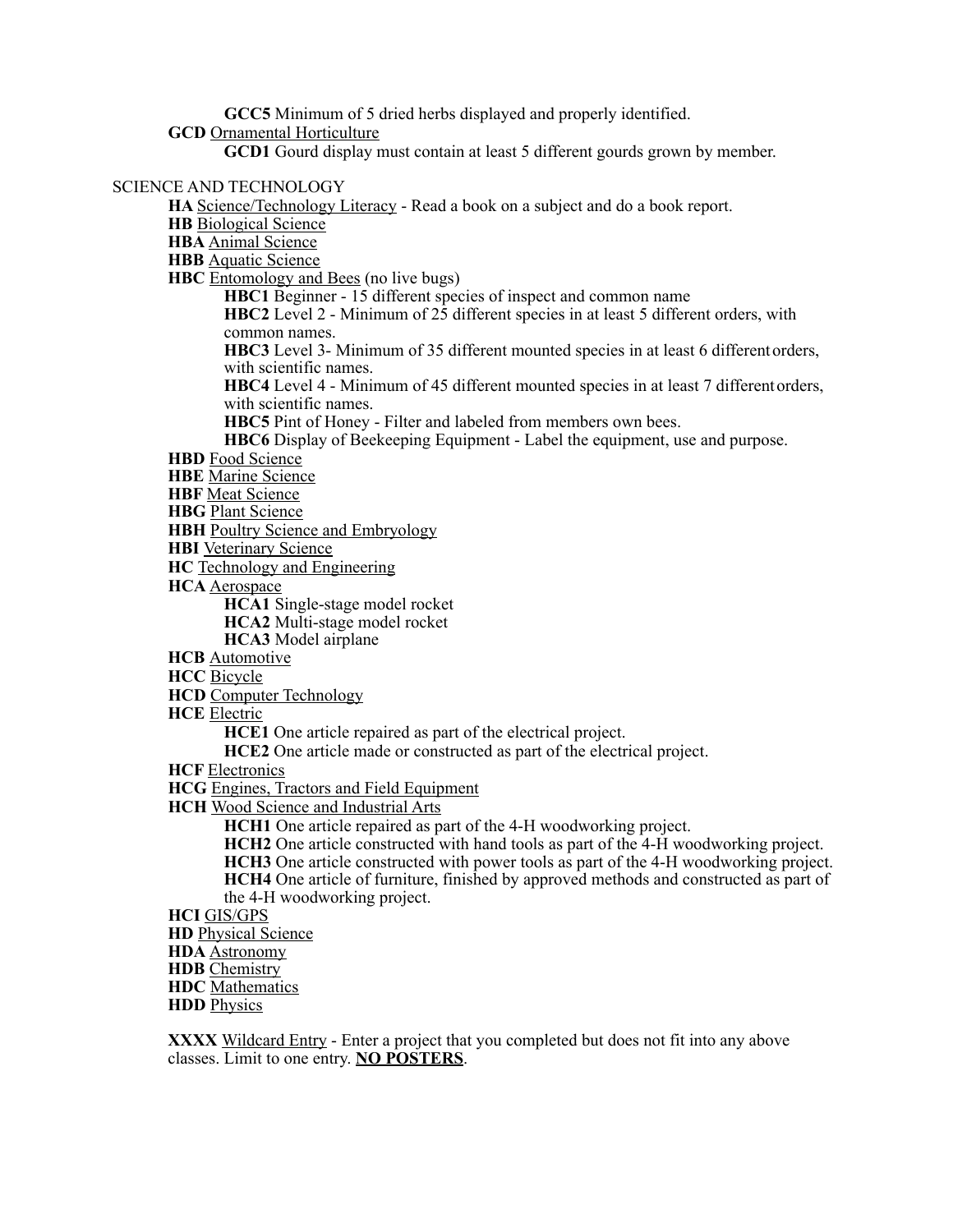**GCC5** Minimum of 5 dried herbs displayed and properly identified.

**GCD** Ornamental Horticulture

**GCD1** Gourd display must contain at least 5 different gourds grown by member.

SCIENCE AND TECHNOLOGY

**HA** Science/Technology Literacy - Read a book on a subject and do a book report.

**HB** Biological Science

**HBA** Animal Science

**HBB** Aquatic Science

**HBC** Entomology and Bees (no live bugs)

**HBC1** Beginner - 15 different species of inspect and common name

**HBC2** Level 2 - Minimum of 25 different species in at least 5 different orders, with common names.

**HBC3** Level 3- Minimum of 35 different mounted species in at least 6 different orders, with scientific names.

**HBC4** Level 4 - Minimum of 45 different mounted species in at least 7 different orders, with scientific names.

**HBC5** Pint of Honey - Filter and labeled from members own bees.

**HBC6** Display of Beekeeping Equipment - Label the equipment, use and purpose.

**HBD** Food Science

**HBE** Marine Science

**HBF** Meat Science

**HBG** Plant Science

**HBH** Poultry Science and Embryology

**HBI** Veterinary Science

**HC** Technology and Engineering

**HCA** Aerospace

**HCA1** Single-stage model rocket

**HCA2** Multi-stage model rocket

**HCA3** Model airplane

**HCB** Automotive

**HCC** Bicycle

**HCD** Computer Technology

**HCE** Electric

**HCE1** One article repaired as part of the electrical project.

**HCE2** One article made or constructed as part of the electrical project.

**HCF** Electronics

**HCG** Engines, Tractors and Field Equipment

**HCH** Wood Science and Industrial Arts

**HCH1** One article repaired as part of the 4-H woodworking project.

**HCH2** One article constructed with hand tools as part of the 4-H woodworking project.

**HCH3** One article constructed with power tools as part of the 4-H woodworking project.

**HCH4** One article of furniture, finished by approved methods and constructed as part of the 4-H woodworking project.

**HCI** GIS/GPS

**HD** Physical Science

**HDA** Astronomy

**HDB** Chemistry

**HDC** Mathematics

**HDD** Physics

**XXXX** Wildcard Entry - Enter a project that you completed but does not fit into any above classes. Limit to one entry. **NO POSTERS**.